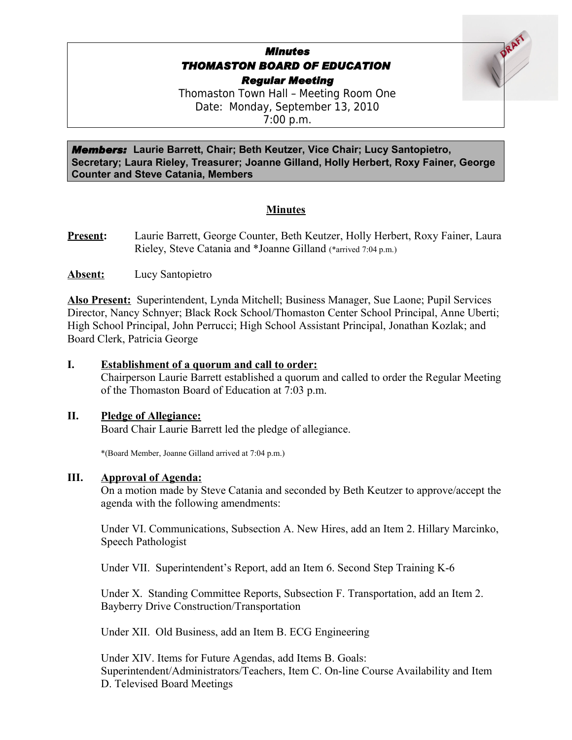# *Minutes*
# *THOMASTON BOARD OF EDUCATION*
## *Regular Meeting*

Thomaston Town Hall – Meeting Room One
Date: Monday, September 13, 2010
7:00 p.m.

***Members:*** **Laurie Barrett, Chair; Beth Keutzer, Vice Chair; Lucy Santopietro, Secretary; Laura Rieley, Treasurer; Joanne Gilland, Holly Herbert, Roxy Fainer, George Counter and Steve Catania, Members**

## Minutes

**Present:** Laurie Barrett, George Counter, Beth Keutzer, Holly Herbert, Roxy Fainer, Laura Rieley, Steve Catania and *Joanne Gilland (*arrived 7:04 p.m.)

**Absent:** Lucy Santopietro

**Also Present:** Superintendent, Lynda Mitchell; Business Manager, Sue Laone; Pupil Services Director, Nancy Schnyer; Black Rock School/Thomaston Center School Principal, Anne Uberti; High School Principal, John Perrucci; High School Assistant Principal, Jonathan Kozlak; and Board Clerk, Patricia George

### I. Establishment of a quorum and call to order:

Chairperson Laurie Barrett established a quorum and called to order the Regular Meeting of the Thomaston Board of Education at 7:03 p.m.

### II. Pledge of Allegiance:

Board Chair Laurie Barrett led the pledge of allegiance.

*(Board Member, Joanne Gilland arrived at 7:04 p.m.)

### III. Approval of Agenda:

On a motion made by Steve Catania and seconded by Beth Keutzer to approve/accept the agenda with the following amendments:

Under VI. Communications, Subsection A. New Hires, add an Item 2. Hillary Marcinko, Speech Pathologist

Under VII. Superintendent's Report, add an Item 6. Second Step Training K-6

Under X. Standing Committee Reports, Subsection F. Transportation, add an Item 2. Bayberry Drive Construction/Transportation

Under XII. Old Business, add an Item B. ECG Engineering

Under XIV. Items for Future Agendas, add Items B. Goals: Superintendent/Administrators/Teachers, Item C. On-line Course Availability and Item D. Televised Board Meetings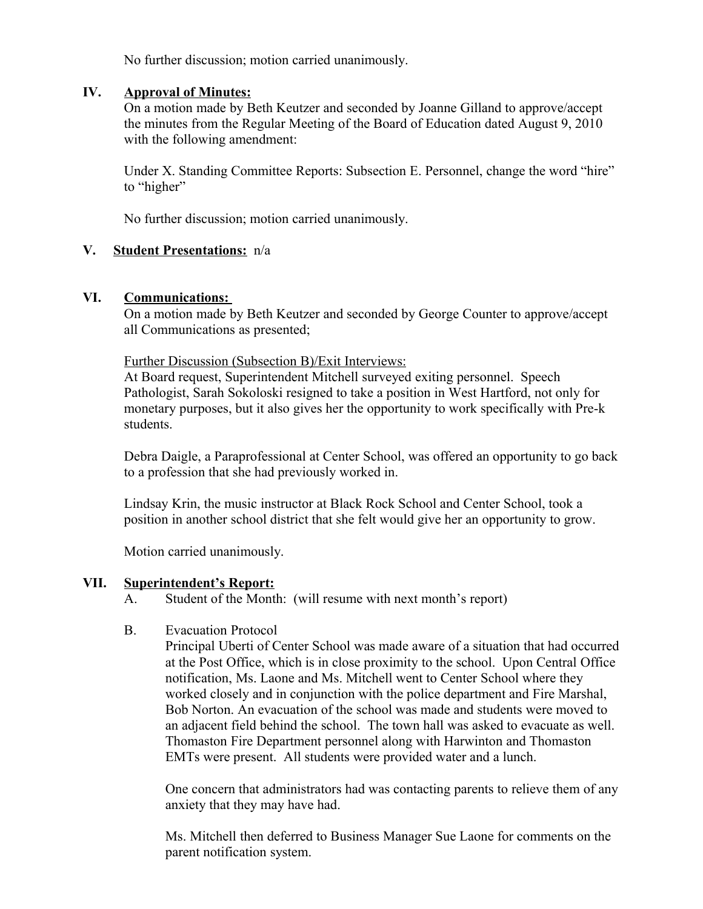No further discussion; motion carried unanimously.

## IV. Approval of Minutes:

On a motion made by Beth Keutzer and seconded by Joanne Gilland to approve/accept the minutes from the Regular Meeting of the Board of Education dated August 9, 2010 with the following amendment:

Under X. Standing Committee Reports: Subsection E. Personnel, change the word "hire" to "higher"

No further discussion; motion carried unanimously.

## V. Student Presentations: n/a

## VI. Communications:

On a motion made by Beth Keutzer and seconded by George Counter to approve/accept all Communications as presented;

Further Discussion (Subsection B)/Exit Interviews:

At Board request, Superintendent Mitchell surveyed exiting personnel. Speech Pathologist, Sarah Sokoloski resigned to take a position in West Hartford, not only for monetary purposes, but it also gives her the opportunity to work specifically with Pre-k students.

Debra Daigle, a Paraprofessional at Center School, was offered an opportunity to go back to a profession that she had previously worked in.

Lindsay Krin, the music instructor at Black Rock School and Center School, took a position in another school district that she felt would give her an opportunity to grow.

Motion carried unanimously.

## VII. Superintendent's Report:

A. Student of the Month: (will resume with next month's report)

B. Evacuation Protocol

Principal Uberti of Center School was made aware of a situation that had occurred at the Post Office, which is in close proximity to the school. Upon Central Office notification, Ms. Laone and Ms. Mitchell went to Center School where they worked closely and in conjunction with the police department and Fire Marshal, Bob Norton. An evacuation of the school was made and students were moved to an adjacent field behind the school. The town hall was asked to evacuate as well. Thomaston Fire Department personnel along with Harwinton and Thomaston EMTs were present. All students were provided water and a lunch.

One concern that administrators had was contacting parents to relieve them of any anxiety that they may have had.

Ms. Mitchell then deferred to Business Manager Sue Laone for comments on the parent notification system.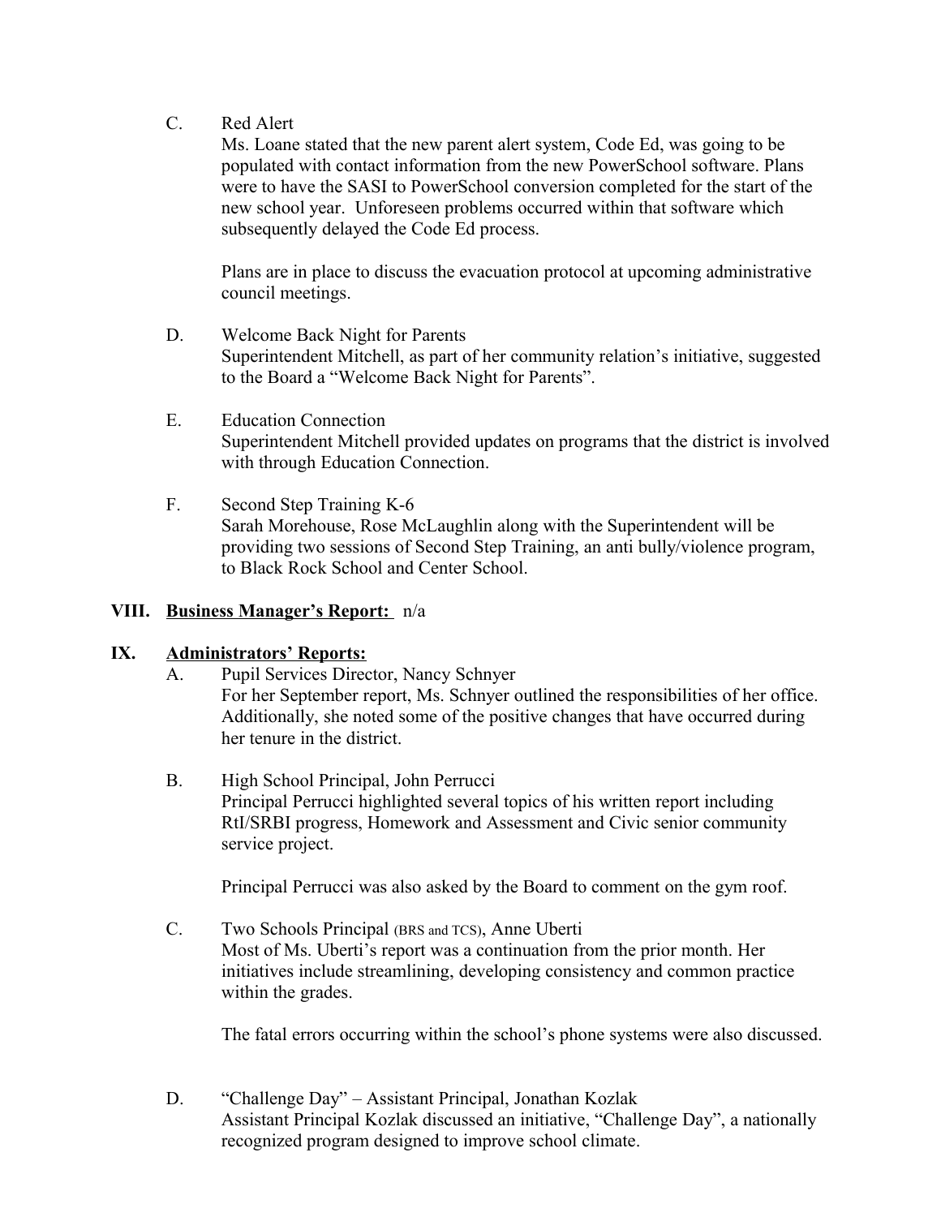C. Red Alert

Ms. Loane stated that the new parent alert system, Code Ed, was going to be populated with contact information from the new PowerSchool software. Plans were to have the SASI to PowerSchool conversion completed for the start of the new school year. Unforeseen problems occurred within that software which subsequently delayed the Code Ed process.

Plans are in place to discuss the evacuation protocol at upcoming administrative council meetings.

D. Welcome Back Night for Parents

Superintendent Mitchell, as part of her community relation's initiative, suggested to the Board a "Welcome Back Night for Parents".

E. Education Connection

Superintendent Mitchell provided updates on programs that the district is involved with through Education Connection.

F. Second Step Training K-6

Sarah Morehouse, Rose McLaughlin along with the Superintendent will be providing two sessions of Second Step Training, an anti bully/violence program, to Black Rock School and Center School.

**VIII. <u>Business Manager's Report:</u>** n/a

**IX. <u>Administrators' Reports:</u>**

A. Pupil Services Director, Nancy Schnyer

For her September report, Ms. Schnyer outlined the responsibilities of her office. Additionally, she noted some of the positive changes that have occurred during her tenure in the district.

B. High School Principal, John Perrucci

Principal Perrucci highlighted several topics of his written report including RtI/SRBI progress, Homework and Assessment and Civic senior community service project.

Principal Perrucci was also asked by the Board to comment on the gym roof.

C. Two Schools Principal (BRS and TCS), Anne Uberti

Most of Ms. Uberti's report was a continuation from the prior month. Her initiatives include streamlining, developing consistency and common practice within the grades.

The fatal errors occurring within the school's phone systems were also discussed.

D. "Challenge Day" – Assistant Principal, Jonathan Kozlak

Assistant Principal Kozlak discussed an initiative, "Challenge Day", a nationally recognized program designed to improve school climate.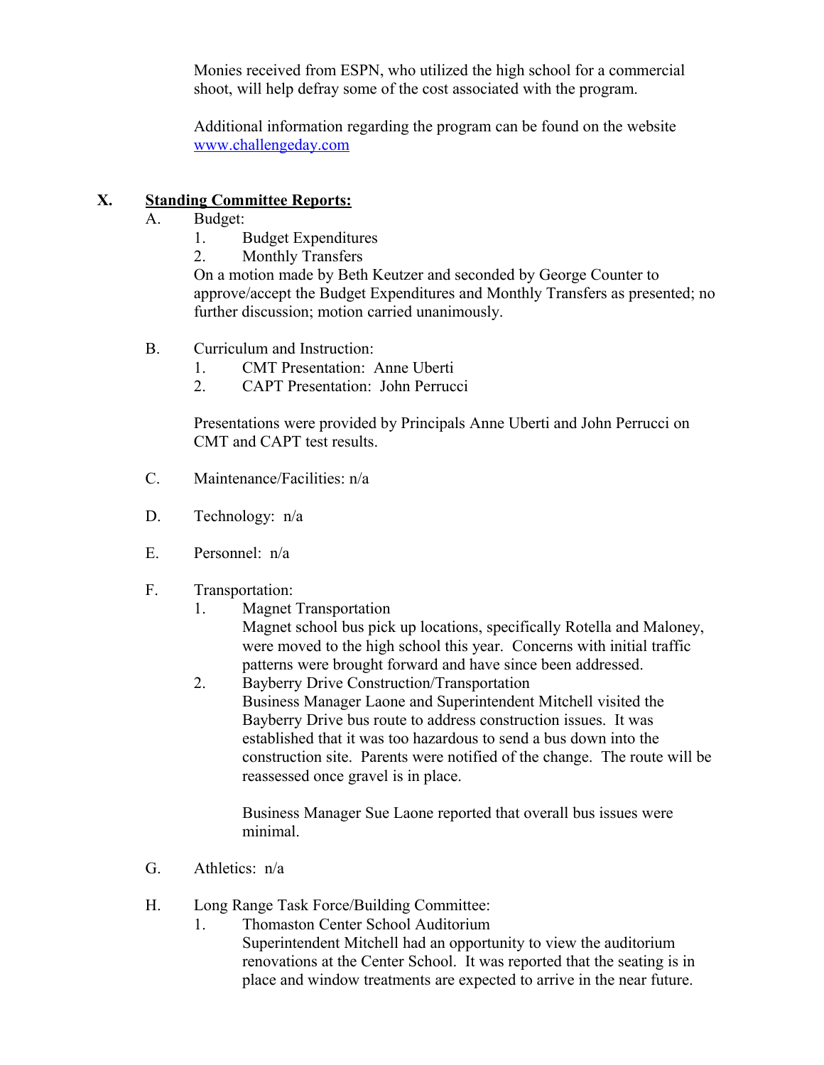Monies received from ESPN, who utilized the high school for a commercial shoot, will help defray some of the cost associated with the program.

Additional information regarding the program can be found on the website [www.challengeday.com](http://www.challengeday.com)

## X. Standing Committee Reports:

A. Budget:

1. Budget Expenditures
2. Monthly Transfers

On a motion made by Beth Keutzer and seconded by George Counter to approve/accept the Budget Expenditures and Monthly Transfers as presented; no further discussion; motion carried unanimously.

B. Curriculum and Instruction:

1. CMT Presentation: Anne Uberti
2. CAPT Presentation: John Perrucci

Presentations were provided by Principals Anne Uberti and John Perrucci on CMT and CAPT test results.

C. Maintenance/Facilities: n/a

D. Technology: n/a

E. Personnel: n/a

F. Transportation:

1. Magnet Transportation
   Magnet school bus pick up locations, specifically Rotella and Maloney, were moved to the high school this year. Concerns with initial traffic patterns were brought forward and have since been addressed.
2. Bayberry Drive Construction/Transportation
   Business Manager Laone and Superintendent Mitchell visited the Bayberry Drive bus route to address construction issues. It was established that it was too hazardous to send a bus down into the construction site. Parents were notified of the change. The route will be reassessed once gravel is in place.

   Business Manager Sue Laone reported that overall bus issues were minimal.

G. Athletics: n/a

H. Long Range Task Force/Building Committee:

1. Thomaston Center School Auditorium
   Superintendent Mitchell had an opportunity to view the auditorium renovations at the Center School. It was reported that the seating is in place and window treatments are expected to arrive in the near future.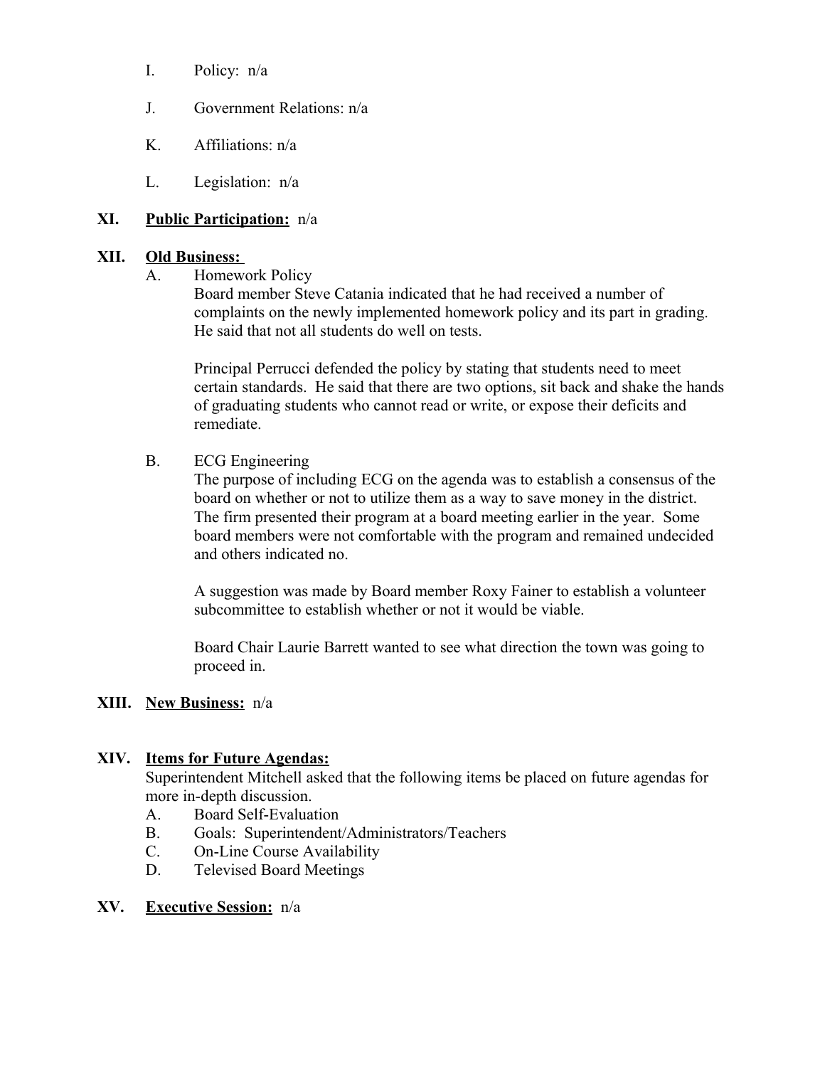I. Policy: n/a

J. Government Relations: n/a

K. Affiliations: n/a

L. Legislation: n/a

## XI. **Public Participation:** n/a

## XII. **Old Business:**

A. Homework Policy

Board member Steve Catania indicated that he had received a number of complaints on the newly implemented homework policy and its part in grading. He said that not all students do well on tests.

Principal Perrucci defended the policy by stating that students need to meet certain standards. He said that there are two options, sit back and shake the hands of graduating students who cannot read or write, or expose their deficits and remediate.

B. ECG Engineering

The purpose of including ECG on the agenda was to establish a consensus of the board on whether or not to utilize them as a way to save money in the district. The firm presented their program at a board meeting earlier in the year. Some board members were not comfortable with the program and remained undecided and others indicated no.

A suggestion was made by Board member Roxy Fainer to establish a volunteer subcommittee to establish whether or not it would be viable.

Board Chair Laurie Barrett wanted to see what direction the town was going to proceed in.

## XIII. **New Business:** n/a

## XIV. **Items for Future Agendas:**

Superintendent Mitchell asked that the following items be placed on future agendas for more in-depth discussion.

A. Board Self-Evaluation
B. Goals: Superintendent/Administrators/Teachers
C. On-Line Course Availability
D. Televised Board Meetings

## XV. **Executive Session:** n/a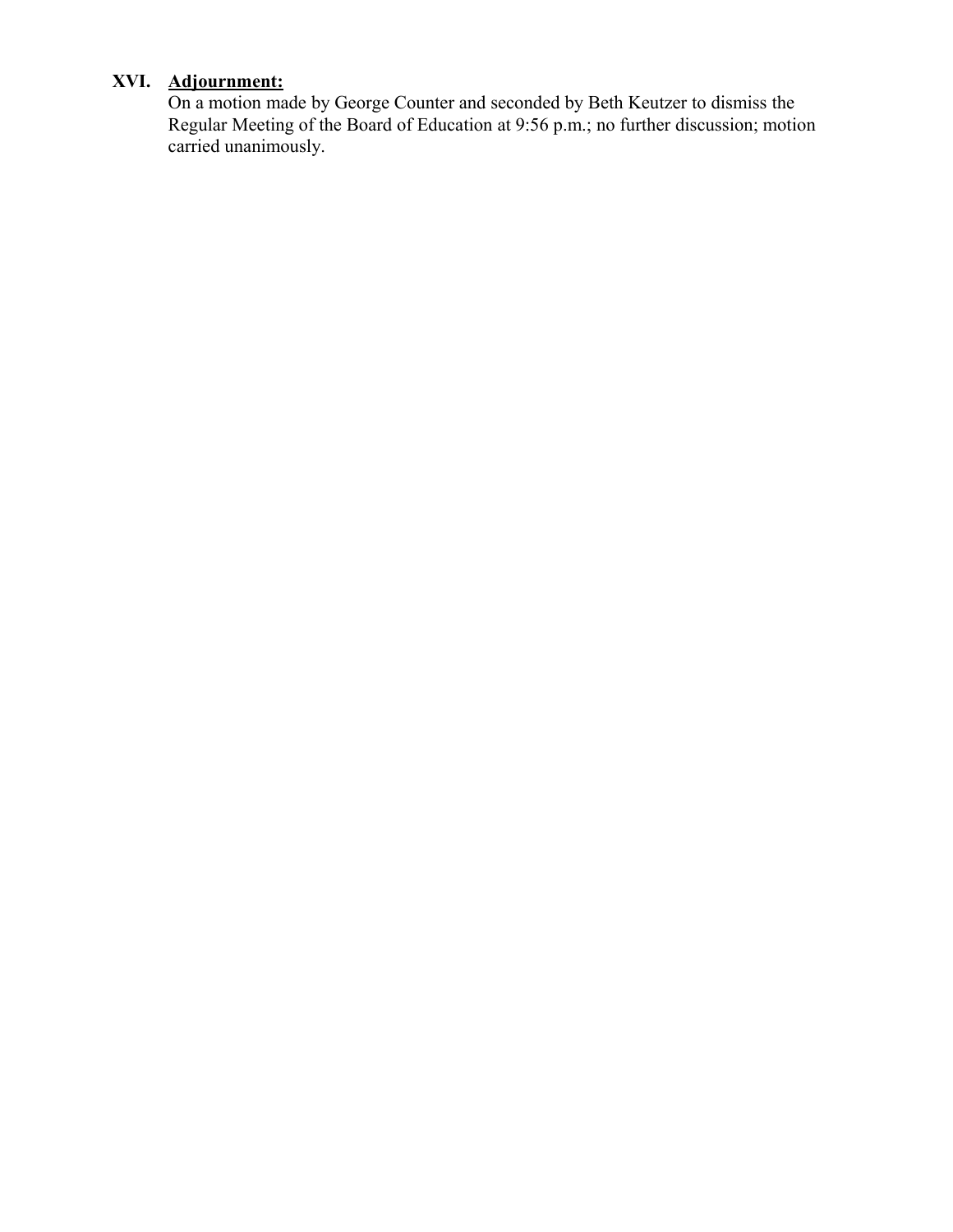## XVI. **Adjournment:**

On a motion made by George Counter and seconded by Beth Keutzer to dismiss the Regular Meeting of the Board of Education at 9:56 p.m.; no further discussion; motion carried unanimously.